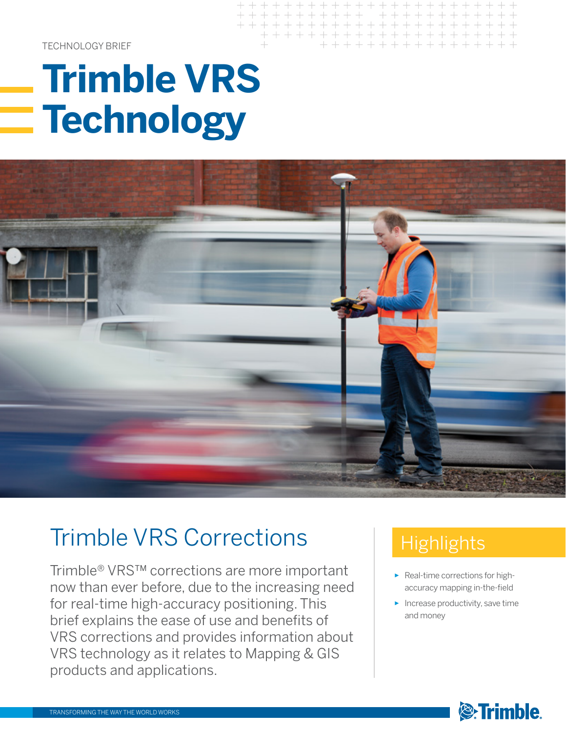TECHNOLOGY BRIEF

# Trimble VRS Technology

## Trimble VRS Corrections

Trimble® VRS™ corrections are more important now than ever before, due to the increasing need for real-time high-accuracy positioning. This brief explains the ease of use and benefits of VRS corrections and provides information about VRS technology as it relates to Mapping & GIS products and applications.

### Highlights

- Real-time corrections for high-accuracy mapping in-the-field
- Increase productivity, save time and money

TRANSFORMING THE WAY THE WORLD WORKS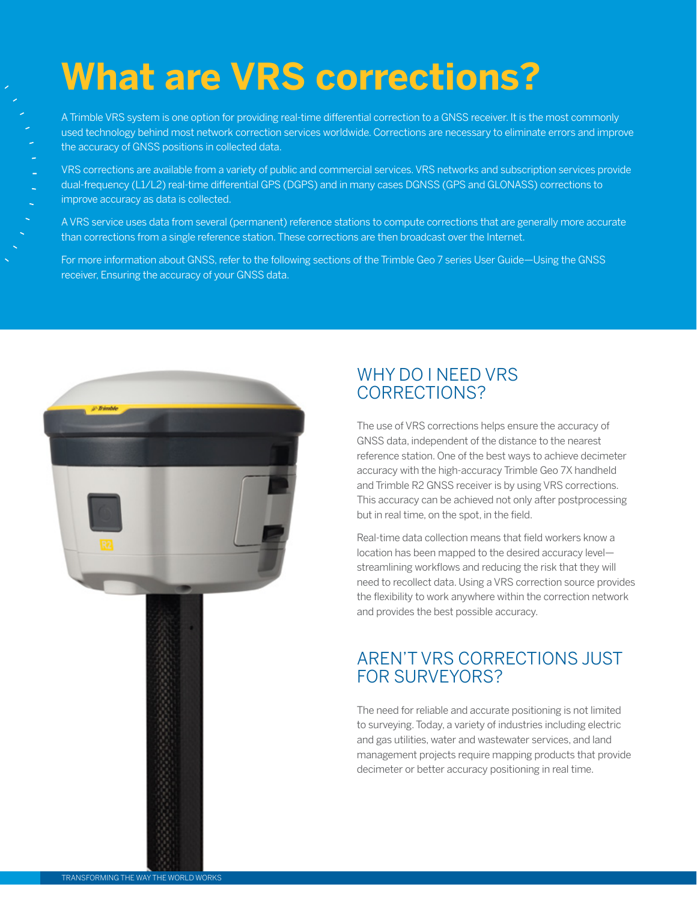# What are VRS corrections?

A Trimble VRS system is one option for providing real-time differential correction to a GNSS receiver. It is the most commonly used technology behind most network correction services worldwide. Corrections are necessary to eliminate errors and improve the accuracy of GNSS positions in collected data.

VRS corrections are available from a variety of public and commercial services. VRS networks and subscription services provide dual-frequency (L1/L2) real-time differential GPS (DGPS) and in many cases DGNSS (GPS and GLONASS) corrections to improve accuracy as data is collected.

A VRS service uses data from several (permanent) reference stations to compute corrections that are generally more accurate than corrections from a single reference station. These corrections are then broadcast over the Internet.

For more information about GNSS, refer to the following sections of the Trimble Geo 7 series User Guide—Using the GNSS receiver, Ensuring the accuracy of your GNSS data.

## WHY DO I NEED VRS CORRECTIONS?

The use of VRS corrections helps ensure the accuracy of GNSS data, independent of the distance to the nearest reference station. One of the best ways to achieve decimeter accuracy with the high-accuracy Trimble Geo 7X handheld and Trimble R2 GNSS receiver is by using VRS corrections. This accuracy can be achieved not only after postprocessing but in real time, on the spot, in the field.

Real-time data collection means that field workers know a location has been mapped to the desired accuracy level—streamlining workflows and reducing the risk that they will need to recollect data. Using a VRS correction source provides the flexibility to work anywhere within the correction network and provides the best possible accuracy.

## AREN'T VRS CORRECTIONS JUST FOR SURVEYORS?

The need for reliable and accurate positioning is not limited to surveying. Today, a variety of industries including electric and gas utilities, water and wastewater services, and land management projects require mapping products that provide decimeter or better accuracy positioning in real time.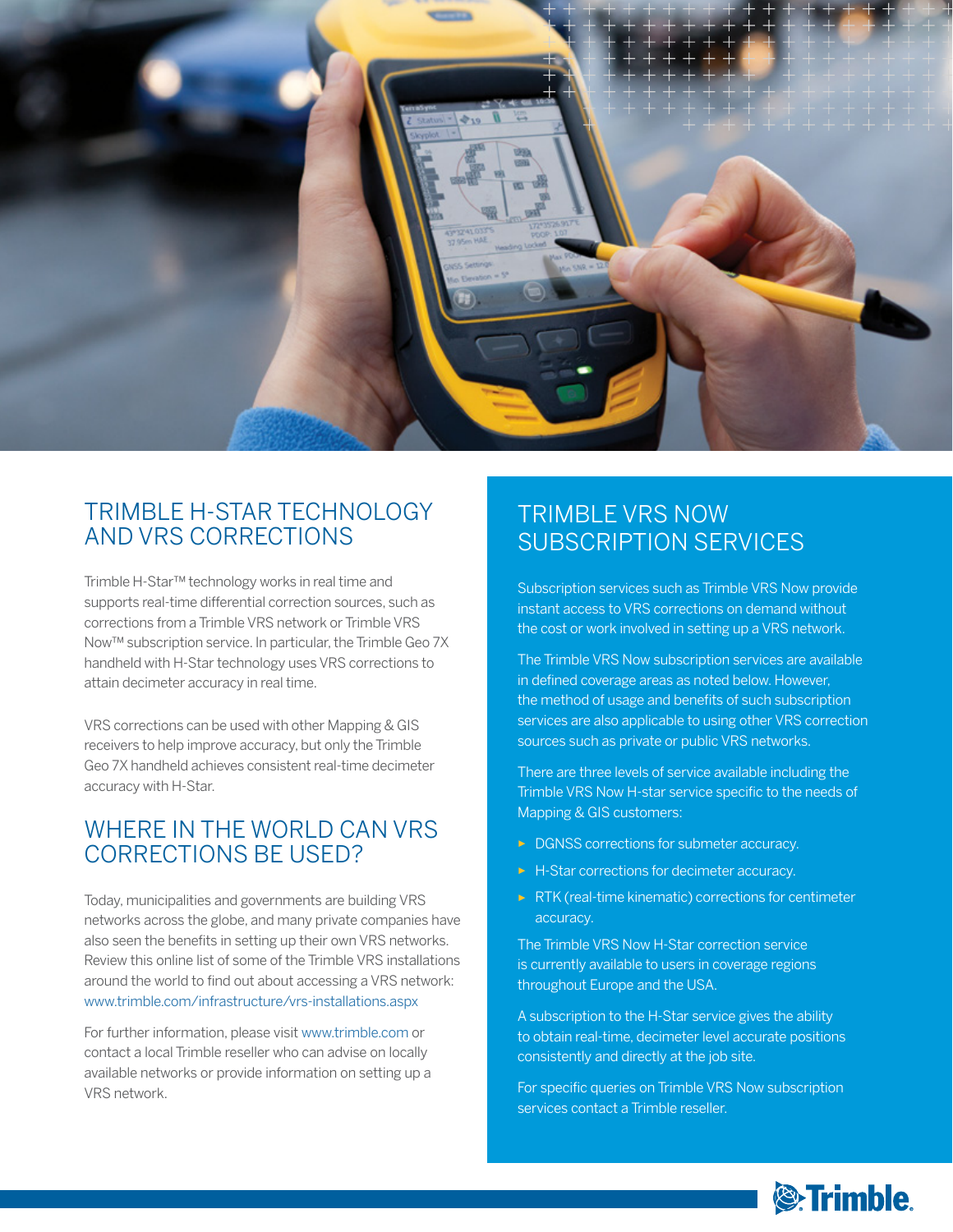## TRIMBLE H-STAR TECHNOLOGY AND VRS CORRECTIONS

Trimble H-Star™ technology works in real time and supports real-time differential correction sources, such as corrections from a Trimble VRS network or Trimble VRS Now™ subscription service. In particular, the Trimble Geo 7X handheld with H-Star technology uses VRS corrections to attain decimeter accuracy in real time.

VRS corrections can be used with other Mapping & GIS receivers to help improve accuracy, but only the Trimble Geo 7X handheld achieves consistent real-time decimeter accuracy with H-Star.

## WHERE IN THE WORLD CAN VRS CORRECTIONS BE USED?

Today, municipalities and governments are building VRS networks across the globe, and many private companies have also seen the benefits in setting up their own VRS networks. Review this online list of some of the Trimble VRS installations around the world to find out about accessing a VRS network: www.trimble.com/infrastructure/vrs-installations.aspx

For further information, please visit www.trimble.com or contact a local Trimble reseller who can advise on locally available networks or provide information on setting up a VRS network.

## TRIMBLE VRS NOW SUBSCRIPTION SERVICES

Subscription services such as Trimble VRS Now provide instant access to VRS corrections on demand without the cost or work involved in setting up a VRS network.

The Trimble VRS Now subscription services are available in defined coverage areas as noted below. However, the method of usage and benefits of such subscription services are also applicable to using other VRS correction sources such as private or public VRS networks.

There are three levels of service available including the Trimble VRS Now H-star service specific to the needs of Mapping & GIS customers:

- DGNSS corrections for submeter accuracy.
- H-Star corrections for decimeter accuracy.
- RTK (real-time kinematic) corrections for centimeter accuracy.

The Trimble VRS Now H-Star correction service is currently available to users in coverage regions throughout Europe and the USA.

A subscription to the H-Star service gives the ability to obtain real-time, decimeter level accurate positions consistently and directly at the job site.

For specific queries on Trimble VRS Now subscription services contact a Trimble reseller.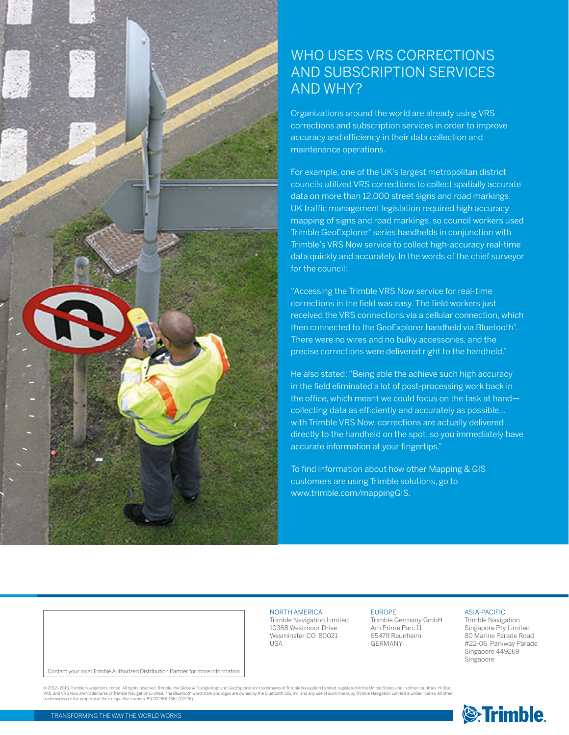# WHO USES VRS CORRECTIONS AND SUBSCRIPTION SERVICES AND WHY?

Organizations around the world are already using VRS corrections and subscription services in order to improve accuracy and efficiency in their data collection and maintenance operations.

For example, one of the UK's largest metropolitan district councils utilized VRS corrections to collect spatially accurate data on more than 12,000 street signs and road markings. UK traffic management legislation required high accuracy mapping of signs and road markings, so council workers used Trimble GeoExplorer® series handhelds in conjunction with Trimble's VRS Now service to collect high-accuracy real-time data quickly and accurately. In the words of the chief surveyor for the council:

"Accessing the Trimble VRS Now service for real-time corrections in the field was easy. The field workers just received the VRS connections via a cellular connection, which then connected to the GeoExplorer handheld via Bluetooth®. There were no wires and no bulky accessories, and the precise corrections were delivered right to the handheld."

He also stated: "Being able the achieve such high accuracy in the field eliminated a lot of post-processing work back in the office, which meant we could focus on the task at hand—collecting data as efficiently and accurately as possible… with Trimble VRS Now, corrections are actually delivered directly to the handheld on the spot, so you immediately have accurate information at your fingertips."

To find information about how other Mapping & GIS customers are using Trimble solutions, go to www.trimble.com/mappingGIS.

Contact your local Trimble Authorized Distribution Partner for more information

NORTH AMERICA
Trimble Navigation Limited
10368 Westmoor Drive
Wesminster CO 80021
USA

EUROPE
Trimble Germany GmbH
Am Prime Parc 11
65479 Raunheim
GERMANY

ASIA-PACIFIC
Trimble Navigation
Singapore Pty Limited
80 Marine Parade Road
#22-06, Parkway Parade
Singapore 449269
Singapore

© 2012–2016, Trimble Navigation Limited. All rights reserved. Trimble, the Globe & Triangle logo and GeoExplorer are trademarks of Trimble Navigation Limited, registered in the United States and in other countries. H-Star, VRS, and VRS Now are trademarks of Trimble Navigation Limited. The Bluetooth word mark and logos are owned by the Bluetooth SIG, Inc. and any use of such marks by Trimble Navigation Limited is under license. All other trademarks are the property of their respective owners. PN 022501-156J (02/16)

TRANSFORMING THE WAY THE WORLD WORKS

Trimble.